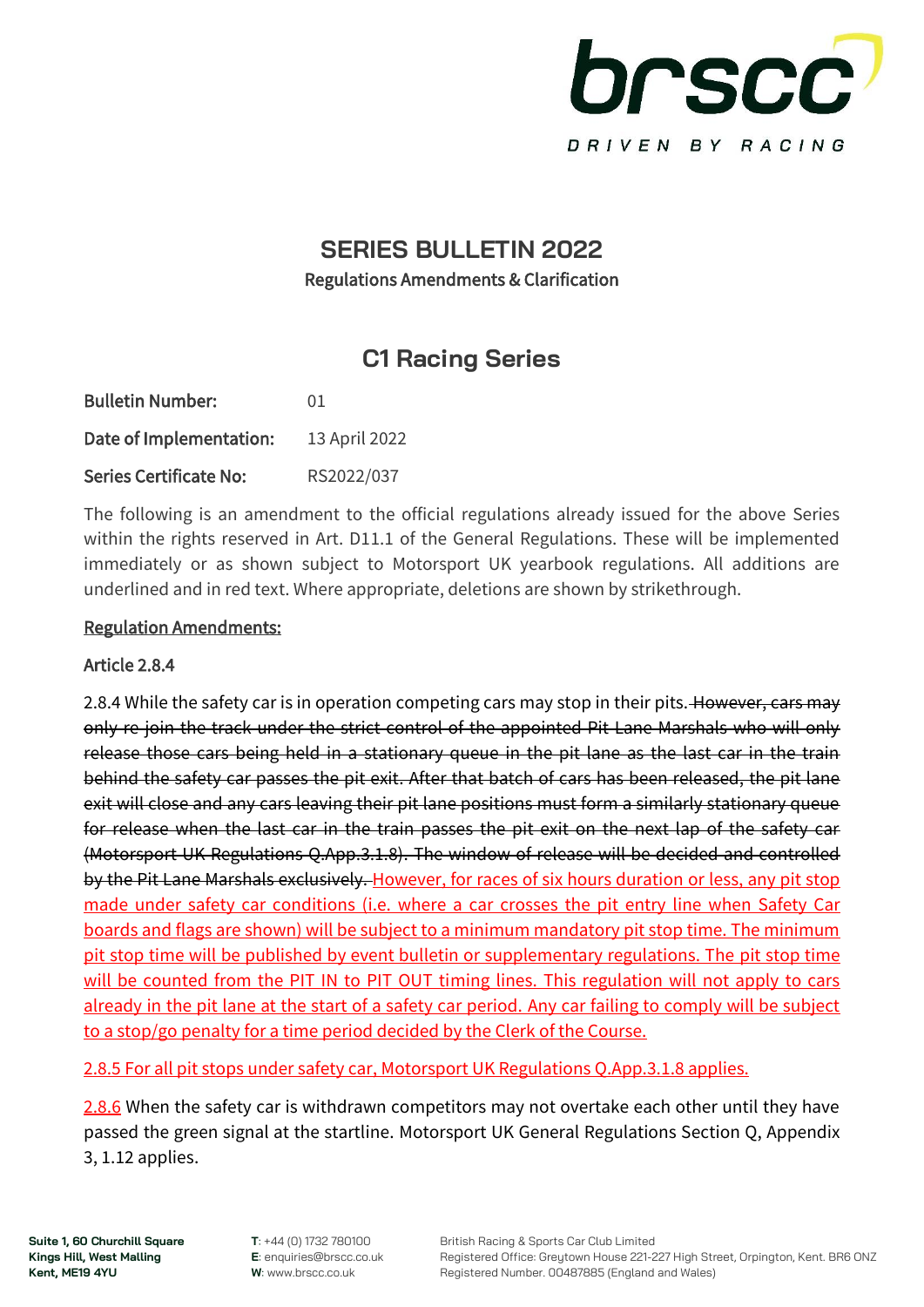brscc
DRIVEN BY RACING

# SERIES BULLETIN 2022

Regulations Amendments & Clarification

## C1 Racing Series

**Bulletin Number:** 01

**Date of Implementation:** 13 April 2022

**Series Certificate No:** RS2022/037

The following is an amendment to the official regulations already issued for the above Series within the rights reserved in Art. D11.1 of the General Regulations. These will be implemented immediately or as shown subject to Motorsport UK yearbook regulations. All additions are underlined and in red text. Where appropriate, deletions are shown by strikethrough.

**Regulation Amendments:**

**Article 2.8.4**

2.8.4 While the safety car is in operation competing cars may stop in their pits. ~~However, cars may only re-join the track under the strict control of the appointed Pit Lane Marshals who will only release those cars being held in a stationary queue in the pit lane as the last car in the train behind the safety car passes the pit exit. After that batch of cars has been released, the pit lane exit will close and any cars leaving their pit lane positions must form a similarly stationary queue for release when the last car in the train passes the pit exit on the next lap of the safety car (Motorsport UK Regulations Q.App.3.1.8). The window of release will be decided and controlled by the Pit Lane Marshals exclusively.~~ However, for races of six hours duration or less, any pit stop made under safety car conditions (i.e. where a car crosses the pit entry line when Safety Car boards and flags are shown) will be subject to a minimum mandatory pit stop time. The minimum pit stop time will be published by event bulletin or supplementary regulations. The pit stop time will be counted from the PIT IN to PIT OUT timing lines. This regulation will not apply to cars already in the pit lane at the start of a safety car period. Any car failing to comply will be subject to a stop/go penalty for a time period decided by the Clerk of the Course.

2.8.5 For all pit stops under safety car, Motorsport UK Regulations Q.App.3.1.8 applies.

2.8.6 When the safety car is withdrawn competitors may not overtake each other until they have passed the green signal at the startline. Motorsport UK General Regulations Section Q, Appendix 3, 1.12 applies.

**Suite 1, 60 Churchill Square**
**Kings Hill, West Malling**
**Kent, ME19 4YU**

**T**: +44 (0) 1732 780100
**E**: enquiries@brscc.co.uk
**W**: www.brscc.co.uk

British Racing & Sports Car Club Limited
Registered Office: Greytown House 221-227 High Street, Orpington, Kent. BR6 0NZ
Registered Number. 00487885 (England and Wales)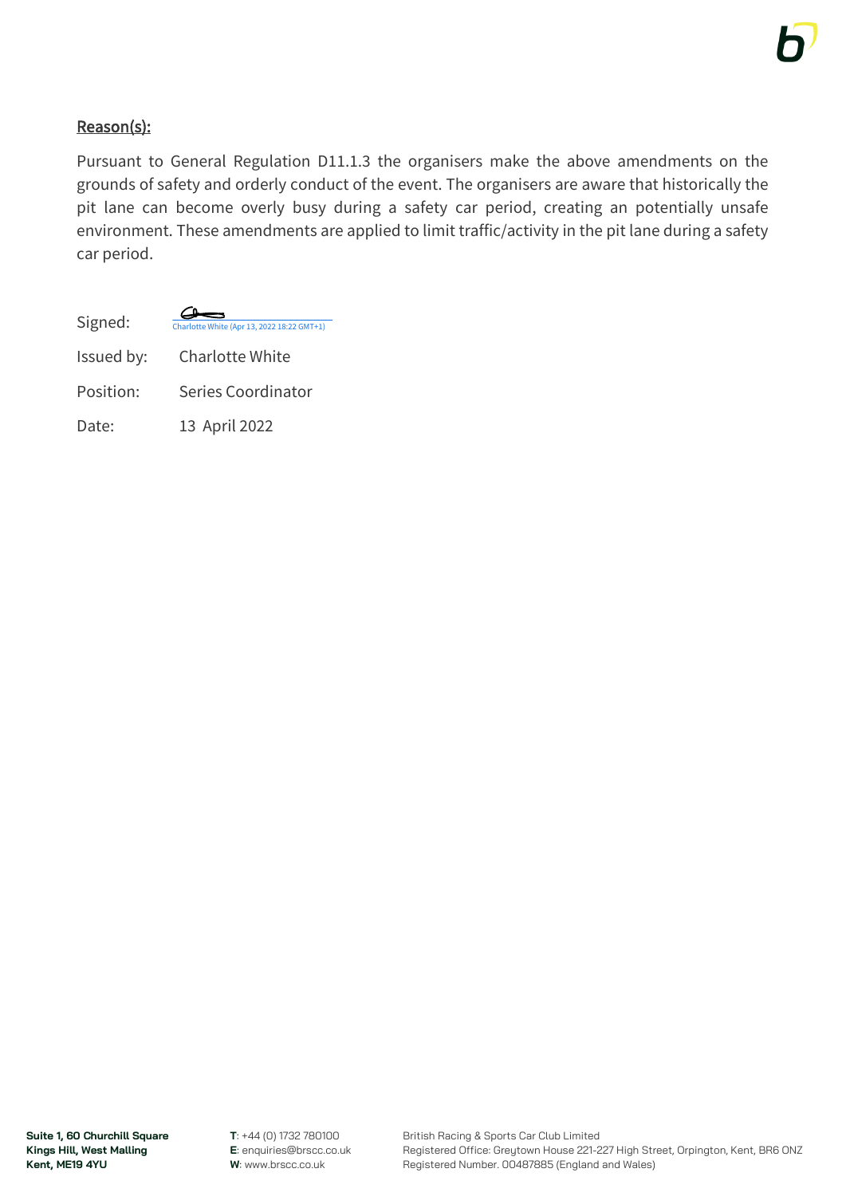## Reason(s):

Pursuant to General Regulation D11.1.3 the organisers make the above amendments on the grounds of safety and orderly conduct of the event. The organisers are aware that historically the pit lane can become overly busy during a safety car period, creating an potentially unsafe environment. These amendments are applied to limit traffic/activity in the pit lane during a safety car period.

| | |
|---|---|
| Signed: | Charlotte White (Apr 13, 2022 18:22 GMT+1) |
| Issued by: | Charlotte White |
| Position: | Series Coordinator |
| Date: | 13 April 2022 |

**Suite 1, 60 Churchill Square**
**Kings Hill, West Malling**
**Kent, ME19 4YU**

**T**: +44 (0) 1732 780100
**E**: enquiries@brscc.co.uk
**W**: www.brscc.co.uk

British Racing & Sports Car Club Limited
Registered Office: Greytown House 221-227 High Street, Orpington, Kent, BR6 0NZ
Registered Number. 00487885 (England and Wales)